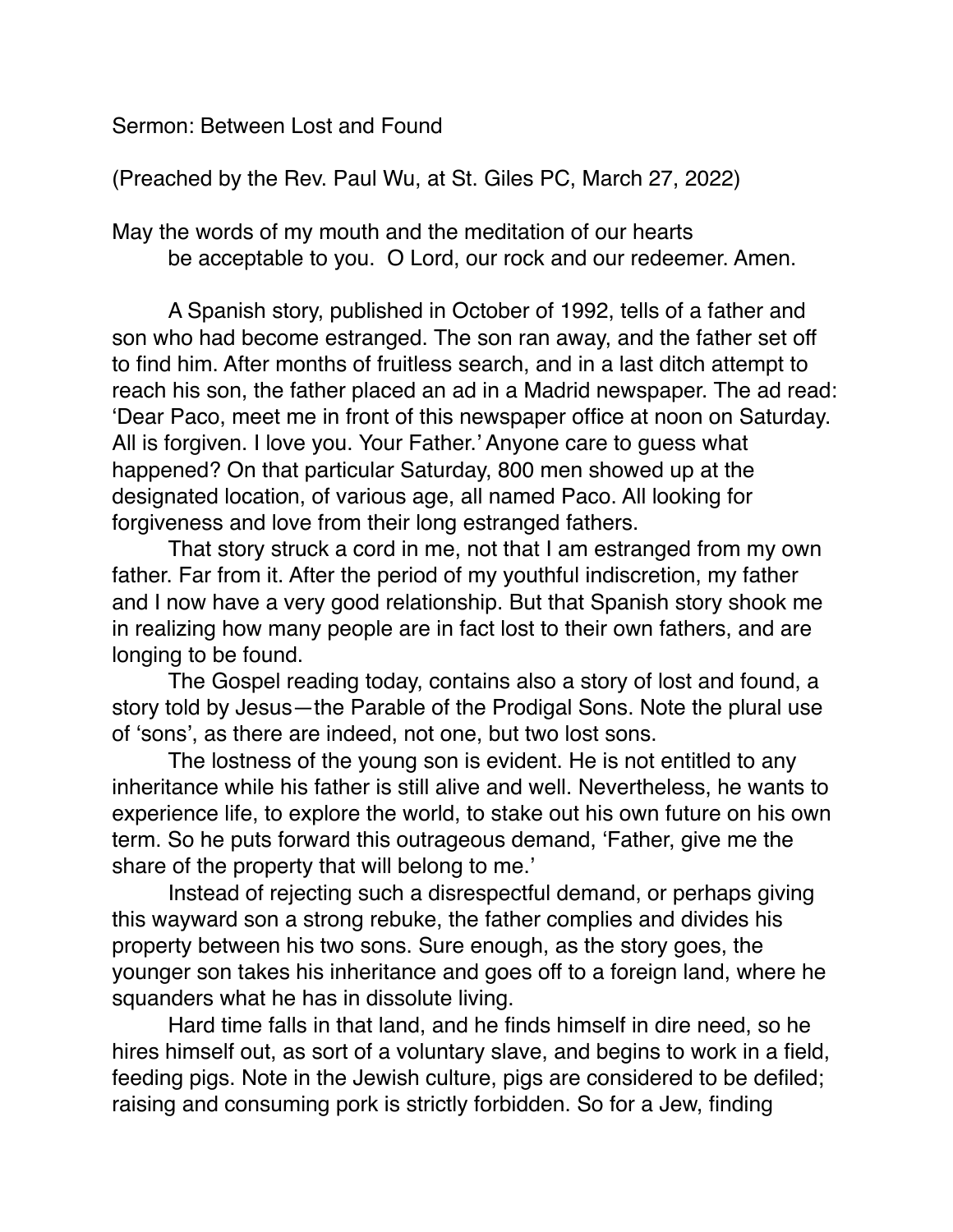Sermon: Between Lost and Found

(Preached by the Rev. Paul Wu, at St. Giles PC, March 27, 2022)

May the words of my mouth and the meditation of our hearts
be acceptable to you. O Lord, our rock and our redeemer. Amen.

A Spanish story, published in October of 1992, tells of a father and son who had become estranged. The son ran away, and the father set off to find him. After months of fruitless search, and in a last ditch attempt to reach his son, the father placed an ad in a Madrid newspaper. The ad read: 'Dear Paco, meet me in front of this newspaper office at noon on Saturday. All is forgiven. I love you. Your Father.' Anyone care to guess what happened? On that particular Saturday, 800 men showed up at the designated location, of various age, all named Paco. All looking for forgiveness and love from their long estranged fathers.

That story struck a cord in me, not that I am estranged from my own father. Far from it. After the period of my youthful indiscretion, my father and I now have a very good relationship. But that Spanish story shook me in realizing how many people are in fact lost to their own fathers, and are longing to be found.

The Gospel reading today, contains also a story of lost and found, a story told by Jesus—the Parable of the Prodigal Sons. Note the plural use of 'sons', as there are indeed, not one, but two lost sons.

The lostness of the young son is evident. He is not entitled to any inheritance while his father is still alive and well. Nevertheless, he wants to experience life, to explore the world, to stake out his own future on his own term. So he puts forward this outrageous demand, 'Father, give me the share of the property that will belong to me.'

Instead of rejecting such a disrespectful demand, or perhaps giving this wayward son a strong rebuke, the father complies and divides his property between his two sons. Sure enough, as the story goes, the younger son takes his inheritance and goes off to a foreign land, where he squanders what he has in dissolute living.

Hard time falls in that land, and he finds himself in dire need, so he hires himself out, as sort of a voluntary slave, and begins to work in a field, feeding pigs. Note in the Jewish culture, pigs are considered to be defiled; raising and consuming pork is strictly forbidden. So for a Jew, finding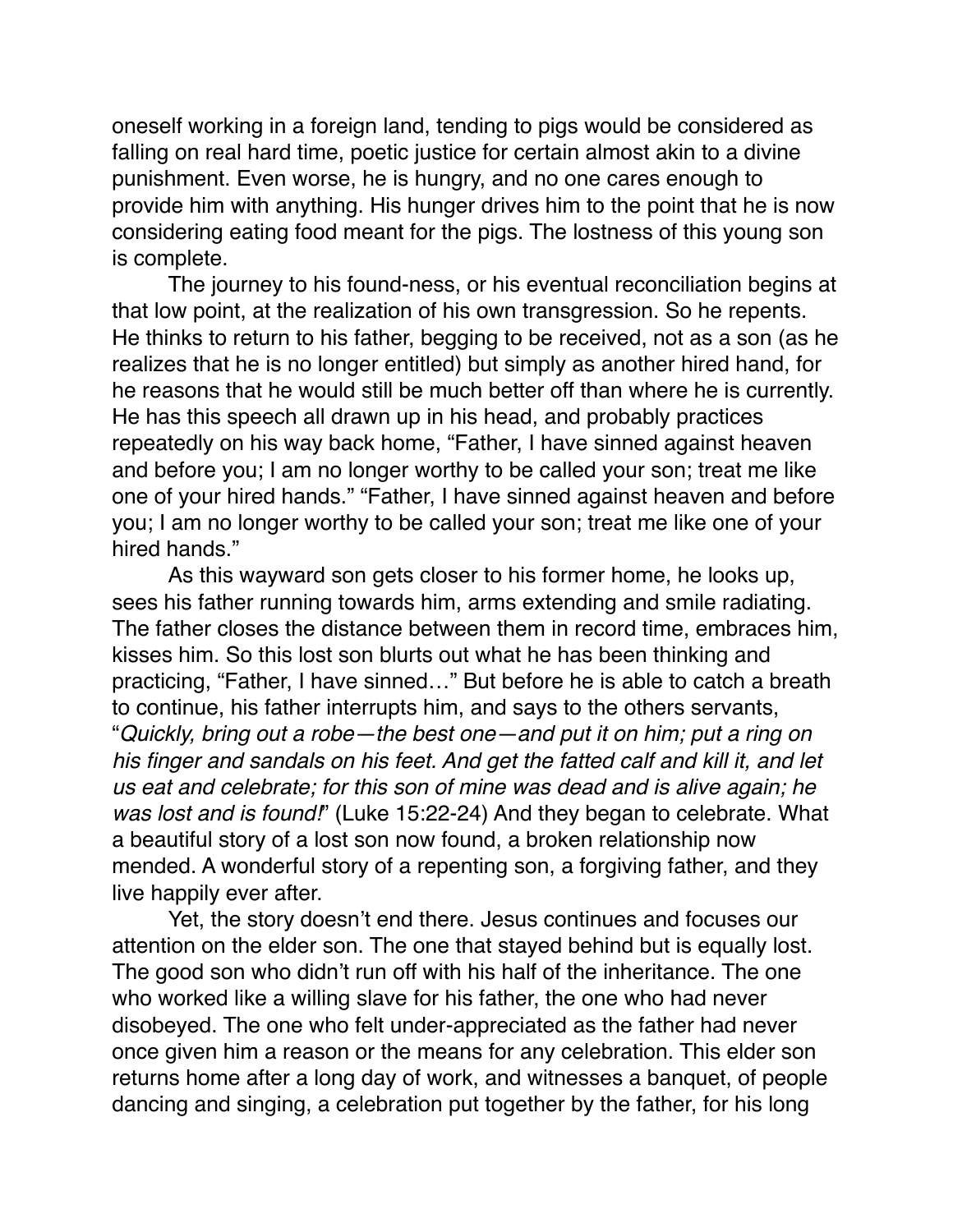oneself working in a foreign land, tending to pigs would be considered as falling on real hard time, poetic justice for certain almost akin to a divine punishment. Even worse, he is hungry, and no one cares enough to provide him with anything. His hunger drives him to the point that he is now considering eating food meant for the pigs. The lostness of this young son is complete.

The journey to his found-ness, or his eventual reconciliation begins at that low point, at the realization of his own transgression. So he repents. He thinks to return to his father, begging to be received, not as a son (as he realizes that he is no longer entitled) but simply as another hired hand, for he reasons that he would still be much better off than where he is currently. He has this speech all drawn up in his head, and probably practices repeatedly on his way back home, "Father, I have sinned against heaven and before you; I am no longer worthy to be called your son; treat me like one of your hired hands." "Father, I have sinned against heaven and before you; I am no longer worthy to be called your son; treat me like one of your hired hands."

As this wayward son gets closer to his former home, he looks up, sees his father running towards him, arms extending and smile radiating. The father closes the distance between them in record time, embraces him, kisses him. So this lost son blurts out what he has been thinking and practicing, "Father, I have sinned…" But before he is able to catch a breath to continue, his father interrupts him, and says to the others servants, "*Quickly, bring out a robe—the best one—and put it on him; put a ring on his finger and sandals on his feet. And get the fatted calf and kill it, and let us eat and celebrate; for this son of mine was dead and is alive again; he was lost and is found!*" (Luke 15:22-24) And they began to celebrate. What a beautiful story of a lost son now found, a broken relationship now mended. A wonderful story of a repenting son, a forgiving father, and they live happily ever after.

Yet, the story doesn't end there. Jesus continues and focuses our attention on the elder son. The one that stayed behind but is equally lost. The good son who didn't run off with his half of the inheritance. The one who worked like a willing slave for his father, the one who had never disobeyed. The one who felt under-appreciated as the father had never once given him a reason or the means for any celebration. This elder son returns home after a long day of work, and witnesses a banquet, of people dancing and singing, a celebration put together by the father, for his long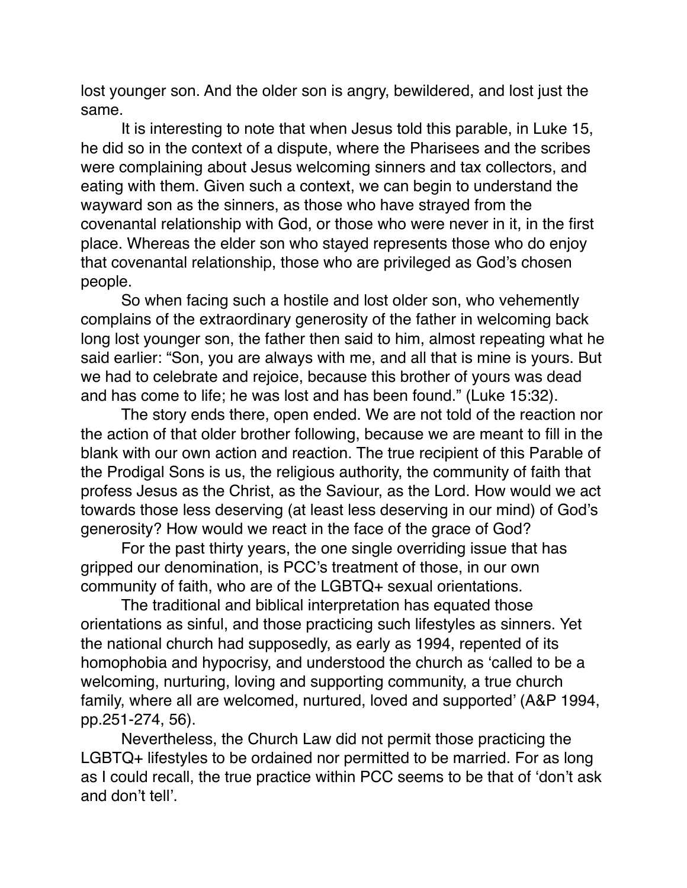lost younger son. And the older son is angry, bewildered, and lost just the same.

It is interesting to note that when Jesus told this parable, in Luke 15, he did so in the context of a dispute, where the Pharisees and the scribes were complaining about Jesus welcoming sinners and tax collectors, and eating with them. Given such a context, we can begin to understand the wayward son as the sinners, as those who have strayed from the covenantal relationship with God, or those who were never in it, in the first place. Whereas the elder son who stayed represents those who do enjoy that covenantal relationship, those who are privileged as God's chosen people.

So when facing such a hostile and lost older son, who vehemently complains of the extraordinary generosity of the father in welcoming back long lost younger son, the father then said to him, almost repeating what he said earlier: "Son, you are always with me, and all that is mine is yours. But we had to celebrate and rejoice, because this brother of yours was dead and has come to life; he was lost and has been found." (Luke 15:32).

The story ends there, open ended. We are not told of the reaction nor the action of that older brother following, because we are meant to fill in the blank with our own action and reaction. The true recipient of this Parable of the Prodigal Sons is us, the religious authority, the community of faith that profess Jesus as the Christ, as the Saviour, as the Lord. How would we act towards those less deserving (at least less deserving in our mind) of God's generosity? How would we react in the face of the grace of God?

For the past thirty years, the one single overriding issue that has gripped our denomination, is PCC's treatment of those, in our own community of faith, who are of the LGBTQ+ sexual orientations.

The traditional and biblical interpretation has equated those orientations as sinful, and those practicing such lifestyles as sinners. Yet the national church had supposedly, as early as 1994, repented of its homophobia and hypocrisy, and understood the church as 'called to be a welcoming, nurturing, loving and supporting community, a true church family, where all are welcomed, nurtured, loved and supported' (A&P 1994, pp.251-274, 56).

Nevertheless, the Church Law did not permit those practicing the LGBTQ+ lifestyles to be ordained nor permitted to be married. For as long as I could recall, the true practice within PCC seems to be that of 'don't ask and don't tell'.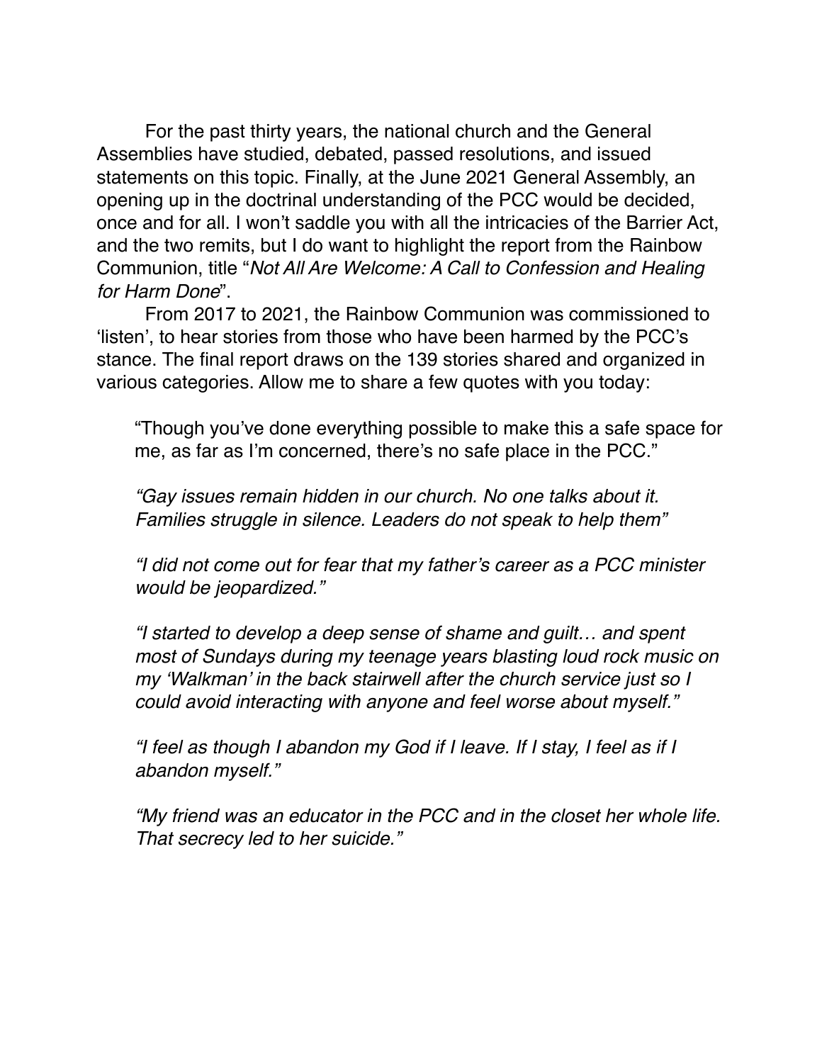For the past thirty years, the national church and the General Assemblies have studied, debated, passed resolutions, and issued statements on this topic. Finally, at the June 2021 General Assembly, an opening up in the doctrinal understanding of the PCC would be decided, once and for all. I won't saddle you with all the intricacies of the Barrier Act, and the two remits, but I do want to highlight the report from the Rainbow Communion, title "*Not All Are Welcome: A Call to Confession and Healing for Harm Done*".

From 2017 to 2021, the Rainbow Communion was commissioned to 'listen', to hear stories from those who have been harmed by the PCC's stance. The final report draws on the 139 stories shared and organized in various categories. Allow me to share a few quotes with you today:

> "Though you've done everything possible to make this a safe space for me, as far as I'm concerned, there's no safe place in the PCC."
>
> *"Gay issues remain hidden in our church. No one talks about it. Families struggle in silence. Leaders do not speak to help them"*
>
> *"I did not come out for fear that my father's career as a PCC minister would be jeopardized."*
>
> *"I started to develop a deep sense of shame and guilt… and spent most of Sundays during my teenage years blasting loud rock music on my 'Walkman' in the back stairwell after the church service just so I could avoid interacting with anyone and feel worse about myself."*
>
> *"I feel as though I abandon my God if I leave. If I stay, I feel as if I abandon myself."*
>
> *"My friend was an educator in the PCC and in the closet her whole life. That secrecy led to her suicide."*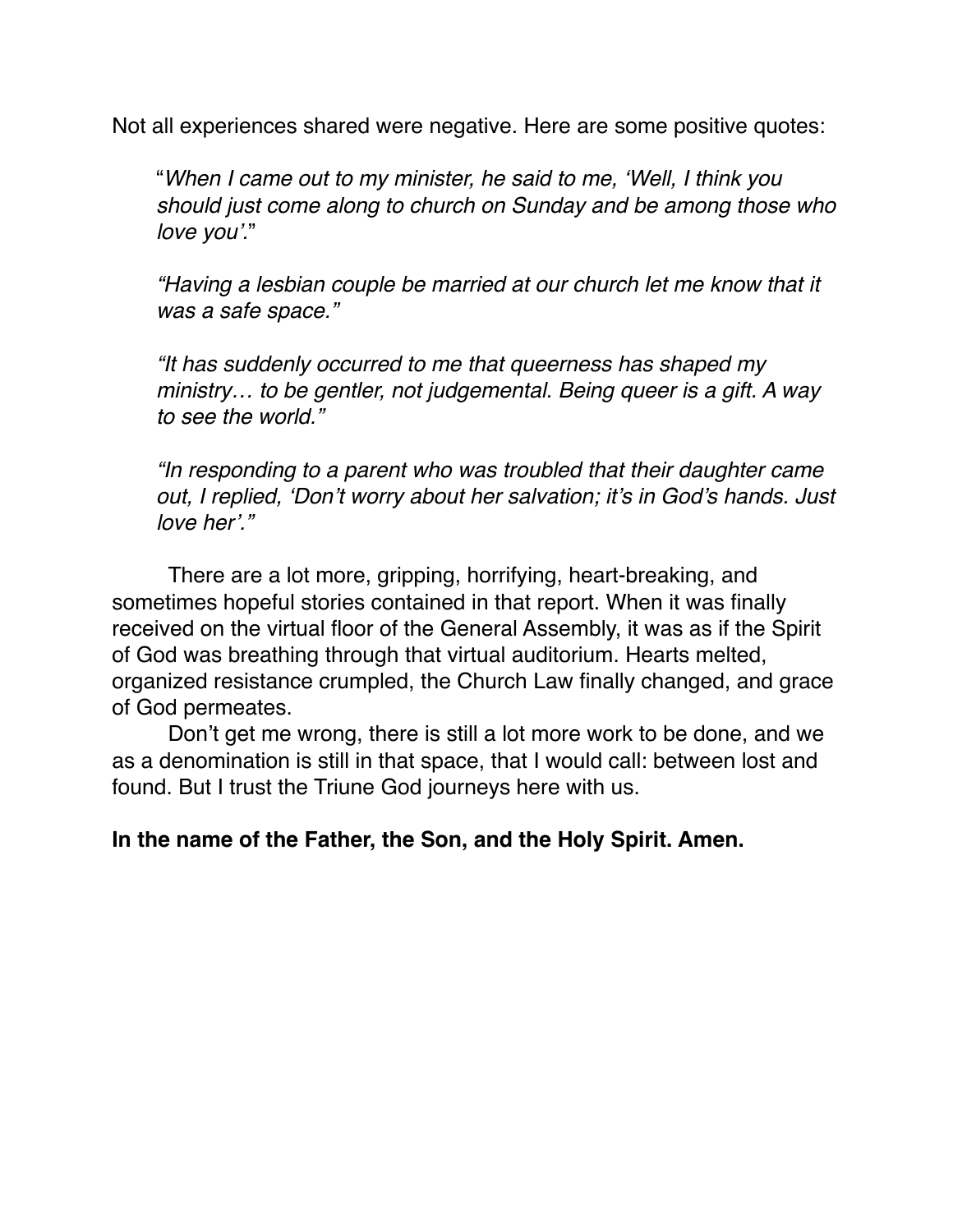Not all experiences shared were negative. Here are some positive quotes:

> "*When I came out to my minister, he said to me, 'Well, I think you should just come along to church on Sunday and be among those who love you'.*"
>
> *"Having a lesbian couple be married at our church let me know that it was a safe space."*
>
> *"It has suddenly occurred to me that queerness has shaped my ministry… to be gentler, not judgemental. Being queer is a gift. A way to see the world."*
>
> *"In responding to a parent who was troubled that their daughter came out, I replied, 'Don't worry about her salvation; it's in God's hands. Just love her'."*

There are a lot more, gripping, horrifying, heart-breaking, and sometimes hopeful stories contained in that report. When it was finally received on the virtual floor of the General Assembly, it was as if the Spirit of God was breathing through that virtual auditorium. Hearts melted, organized resistance crumpled, the Church Law finally changed, and grace of God permeates.

Don't get me wrong, there is still a lot more work to be done, and we as a denomination is still in that space, that I would call: between lost and found. But I trust the Triune God journeys here with us.

**In the name of the Father, the Son, and the Holy Spirit. Amen.**